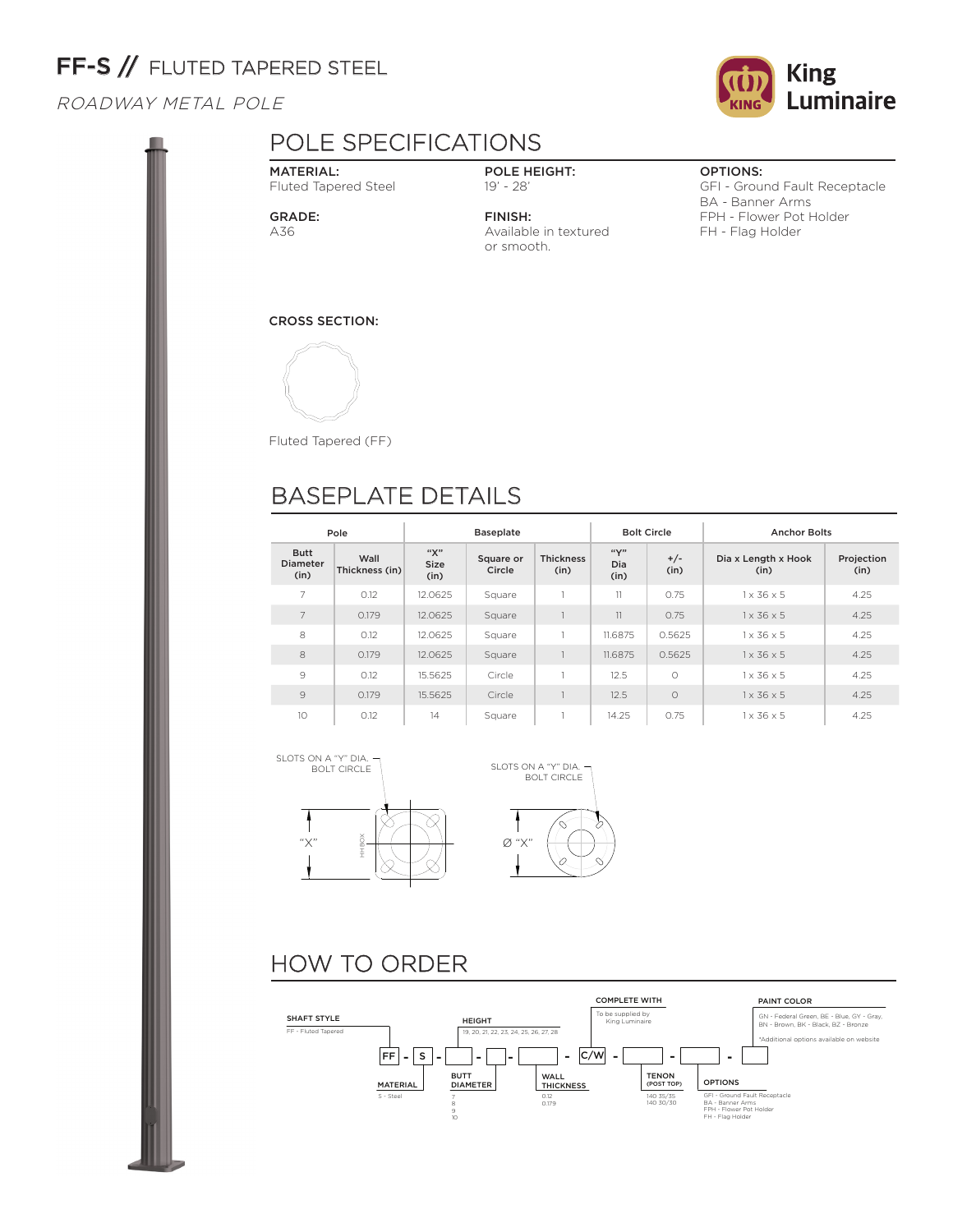# FF-S // FLUTED TAPERED STEEL

*ROADWAY METAL POLE*

King Luminaire

## POLE SPECIFICATIONS

**MATERIAL:**
Fluted Tapered Steel

**GRADE:**
A36

**POLE HEIGHT:**
19' - 28'

**FINISH:**
Available in textured or smooth.

**OPTIONS:**
GFI - Ground Fault Receptacle
BA - Banner Arms
FPH - Flower Pot Holder
FH - Flag Holder

**CROSS SECTION:**

Fluted Tapered (FF)

## BASEPLATE DETAILS

| Pole | | Baseplate | | | Bolt Circle | | Anchor Bolts | |
|---|---|---|---|---|---|---|---|---|
| Butt Diameter (in) | Wall Thickness (in) | "X" Size (in) | Square or Circle | Thickness (in) | "Y" Dia (in) | +/- (in) | Dia x Length x Hook (in) | Projection (in) |
| 7 | 0.12 | 12.0625 | Square | 1 | 11 | 0.75 | 1 x 36 x 5 | 4.25 |
| 7 | 0.179 | 12.0625 | Square | 1 | 11 | 0.75 | 1 x 36 x 5 | 4.25 |
| 8 | 0.12 | 12.0625 | Square | 1 | 11.6875 | 0.5625 | 1 x 36 x 5 | 4.25 |
| 8 | 0.179 | 12.0625 | Square | 1 | 11.6875 | 0.5625 | 1 x 36 x 5 | 4.25 |
| 9 | 0.12 | 15.5625 | Circle | 1 | 12.5 | 0 | 1 x 36 x 5 | 4.25 |
| 9 | 0.179 | 15.5625 | Circle | 1 | 12.5 | 0 | 1 x 36 x 5 | 4.25 |
| 10 | 0.12 | 14 | Square | 1 | 14.25 | 0.75 | 1 x 36 x 5 | 4.25 |

SLOTS ON A "Y" DIA. BOLT CIRCLE

"X"

HH BOX

SLOTS ON A "Y" DIA. BOLT CIRCLE

Ø "X"

## HOW TO ORDER

FF - S - [ ] - [ ] - [ ] - C/W - [ ] - [ ] - [ ]

**SHAFT STYLE**
FF - Fluted Tapered

**MATERIAL**
S - Steel

**BUTT DIAMETER**
7
8
9
10

**HEIGHT**
19, 20, 21, 22, 23, 24, 25, 26, 27, 28

**WALL THICKNESS**
0.12
0.179

**COMPLETE WITH**
To be supplied by King Luminaire

**TENON (POST TOP)**
140 35/35
140 30/30

**OPTIONS**
GFI - Ground Fault Receptacle
BA - Banner Arms
FPH - Flower Pot Holder
FH - Flag Holder

**PAINT COLOR**
GN - Federal Green, BE - Blue, GY - Gray, BN - Brown, BK - Black, BZ - Bronze

*Additional options available on website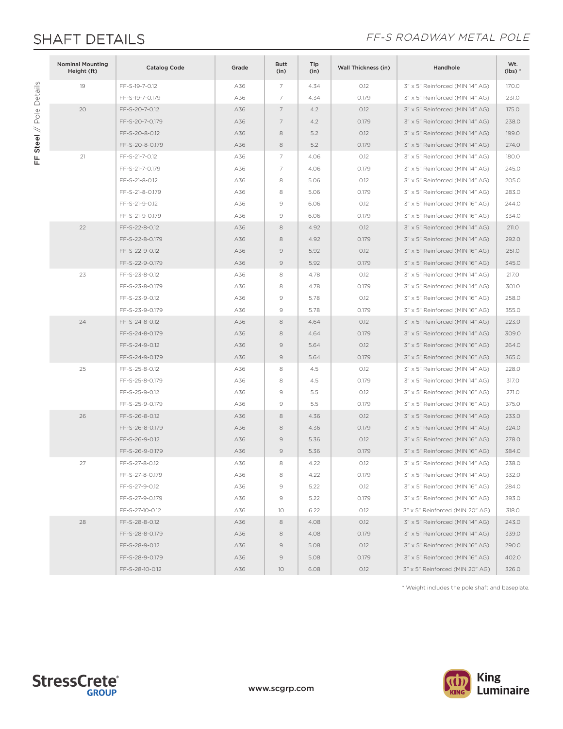# SHAFT DETAILS

*FF-S ROADWAY METAL POLE*

FF Steel // Pole Details

| Nominal Mounting Height (ft) | Catalog Code | Grade | Butt (in) | Tip (in) | Wall Thickness (in) | Handhole | Wt. (lbs) * |
|---|---|---|---|---|---|---|---|
| 19 | FF-S-19-7-0.12 | A36 | 7 | 4.34 | 0.12 | 3" x 5" Reinforced (MIN 14" AG) | 170.0 |
| | FF-S-19-7-0.179 | A36 | 7 | 4.34 | 0.179 | 3" x 5" Reinforced (MIN 14" AG) | 231.0 |
| 20 | FF-S-20-7-0.12 | A36 | 7 | 4.2 | 0.12 | 3" x 5" Reinforced (MIN 14" AG) | 175.0 |
| | FF-S-20-7-0.179 | A36 | 7 | 4.2 | 0.179 | 3" x 5" Reinforced (MIN 14" AG) | 238.0 |
| | FF-S-20-8-0.12 | A36 | 8 | 5.2 | 0.12 | 3" x 5" Reinforced (MIN 14" AG) | 199.0 |
| | FF-S-20-8-0.179 | A36 | 8 | 5.2 | 0.179 | 3" x 5" Reinforced (MIN 14" AG) | 274.0 |
| 21 | FF-S-21-7-0.12 | A36 | 7 | 4.06 | 0.12 | 3" x 5" Reinforced (MIN 14" AG) | 180.0 |
| | FF-S-21-7-0.179 | A36 | 7 | 4.06 | 0.179 | 3" x 5" Reinforced (MIN 14" AG) | 245.0 |
| | FF-S-21-8-0.12 | A36 | 8 | 5.06 | 0.12 | 3" x 5" Reinforced (MIN 14" AG) | 205.0 |
| | FF-S-21-8-0.179 | A36 | 8 | 5.06 | 0.179 | 3" x 5" Reinforced (MIN 14" AG) | 283.0 |
| | FF-S-21-9-0.12 | A36 | 9 | 6.06 | 0.12 | 3" x 5" Reinforced (MIN 16" AG) | 244.0 |
| | FF-S-21-9-0.179 | A36 | 9 | 6.06 | 0.179 | 3" x 5" Reinforced (MIN 16" AG) | 334.0 |
| 22 | FF-S-22-8-0.12 | A36 | 8 | 4.92 | 0.12 | 3" x 5" Reinforced (MIN 14" AG) | 211.0 |
| | FF-S-22-8-0.179 | A36 | 8 | 4.92 | 0.179 | 3" x 5" Reinforced (MIN 14" AG) | 292.0 |
| | FF-S-22-9-0.12 | A36 | 9 | 5.92 | 0.12 | 3" x 5" Reinforced (MIN 16" AG) | 251.0 |
| | FF-S-22-9-0.179 | A36 | 9 | 5.92 | 0.179 | 3" x 5" Reinforced (MIN 16" AG) | 345.0 |
| 23 | FF-S-23-8-0.12 | A36 | 8 | 4.78 | 0.12 | 3" x 5" Reinforced (MIN 14" AG) | 217.0 |
| | FF-S-23-8-0.179 | A36 | 8 | 4.78 | 0.179 | 3" x 5" Reinforced (MIN 14" AG) | 301.0 |
| | FF-S-23-9-0.12 | A36 | 9 | 5.78 | 0.12 | 3" x 5" Reinforced (MIN 16" AG) | 258.0 |
| | FF-S-23-9-0.179 | A36 | 9 | 5.78 | 0.179 | 3" x 5" Reinforced (MIN 16" AG) | 355.0 |
| 24 | FF-S-24-8-0.12 | A36 | 8 | 4.64 | 0.12 | 3" x 5" Reinforced (MIN 14" AG) | 223.0 |
| | FF-S-24-8-0.179 | A36 | 8 | 4.64 | 0.179 | 3" x 5" Reinforced (MIN 14" AG) | 309.0 |
| | FF-S-24-9-0.12 | A36 | 9 | 5.64 | 0.12 | 3" x 5" Reinforced (MIN 16" AG) | 264.0 |
| | FF-S-24-9-0.179 | A36 | 9 | 5.64 | 0.179 | 3" x 5" Reinforced (MIN 16" AG) | 365.0 |
| 25 | FF-S-25-8-0.12 | A36 | 8 | 4.5 | 0.12 | 3" x 5" Reinforced (MIN 14" AG) | 228.0 |
| | FF-S-25-8-0.179 | A36 | 8 | 4.5 | 0.179 | 3" x 5" Reinforced (MIN 14" AG) | 317.0 |
| | FF-S-25-9-0.12 | A36 | 9 | 5.5 | 0.12 | 3" x 5" Reinforced (MIN 16" AG) | 271.0 |
| | FF-S-25-9-0.179 | A36 | 9 | 5.5 | 0.179 | 3" x 5" Reinforced (MIN 16" AG) | 375.0 |
| 26 | FF-S-26-8-0.12 | A36 | 8 | 4.36 | 0.12 | 3" x 5" Reinforced (MIN 14" AG) | 233.0 |
| | FF-S-26-8-0.179 | A36 | 8 | 4.36 | 0.179 | 3" x 5" Reinforced (MIN 14" AG) | 324.0 |
| | FF-S-26-9-0.12 | A36 | 9 | 5.36 | 0.12 | 3" x 5" Reinforced (MIN 16" AG) | 278.0 |
| | FF-S-26-9-0.179 | A36 | 9 | 5.36 | 0.179 | 3" x 5" Reinforced (MIN 16" AG) | 384.0 |
| 27 | FF-S-27-8-0.12 | A36 | 8 | 4.22 | 0.12 | 3" x 5" Reinforced (MIN 14" AG) | 238.0 |
| | FF-S-27-8-0.179 | A36 | 8 | 4.22 | 0.179 | 3" x 5" Reinforced (MIN 14" AG) | 332.0 |
| | FF-S-27-9-0.12 | A36 | 9 | 5.22 | 0.12 | 3" x 5" Reinforced (MIN 16" AG) | 284.0 |
| | FF-S-27-9-0.179 | A36 | 9 | 5.22 | 0.179 | 3" x 5" Reinforced (MIN 16" AG) | 393.0 |
| | FF-S-27-10-0.12 | A36 | 10 | 6.22 | 0.12 | 3" x 5" Reinforced (MIN 20" AG) | 318.0 |
| 28 | FF-S-28-8-0.12 | A36 | 8 | 4.08 | 0.12 | 3" x 5" Reinforced (MIN 14" AG) | 243.0 |
| | FF-S-28-8-0.179 | A36 | 8 | 4.08 | 0.179 | 3" x 5" Reinforced (MIN 14" AG) | 339.0 |
| | FF-S-28-9-0.12 | A36 | 9 | 5.08 | 0.12 | 3" x 5" Reinforced (MIN 16" AG) | 290.0 |
| | FF-S-28-9-0.179 | A36 | 9 | 5.08 | 0.179 | 3" x 5" Reinforced (MIN 16" AG) | 402.0 |
| | FF-S-28-10-0.12 | A36 | 10 | 6.08 | 0.12 | 3" x 5" Reinforced (MIN 20" AG) | 326.0 |

\* Weight includes the pole shaft and baseplate.

StressCrete GROUP

www.scgrp.com

King Luminaire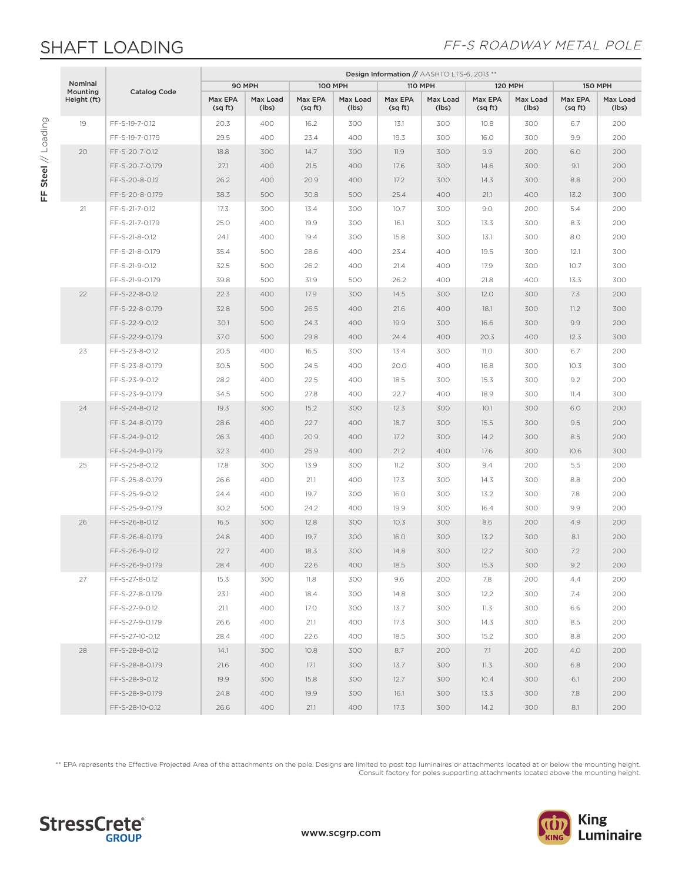# SHAFT LOADING

*FF-S ROADWAY METAL POLE*

FF Steel // Loading

| Nominal Mounting Height (ft) | Catalog Code | Design Information // AASHTO LTS-6, 2013 ** | | | | | | | | | |
|---|---|---|---|---|---|---|---|---|---|---|---|
| | | 90 MPH | | 100 MPH | | 110 MPH | | 120 MPH | | 150 MPH | |
| | | Max EPA (sq ft) | Max Load (lbs) | Max EPA (sq ft) | Max Load (lbs) | Max EPA (sq ft) | Max Load (lbs) | Max EPA (sq ft) | Max Load (lbs) | Max EPA (sq ft) | Max Load (lbs) |
| 19 | FF-S-19-7-0.12 | 20.3 | 400 | 16.2 | 300 | 13.1 | 300 | 10.8 | 300 | 6.7 | 200 |
| | FF-S-19-7-0.179 | 29.5 | 400 | 23.4 | 400 | 19.3 | 300 | 16.0 | 300 | 9.9 | 200 |
| 20 | FF-S-20-7-0.12 | 18.8 | 300 | 14.7 | 300 | 11.9 | 300 | 9.9 | 200 | 6.0 | 200 |
| | FF-S-20-7-0.179 | 27.1 | 400 | 21.5 | 400 | 17.6 | 300 | 14.6 | 300 | 9.1 | 200 |
| | FF-S-20-8-0.12 | 26.2 | 400 | 20.9 | 400 | 17.2 | 300 | 14.3 | 300 | 8.8 | 200 |
| | FF-S-20-8-0.179 | 38.3 | 500 | 30.8 | 500 | 25.4 | 400 | 21.1 | 400 | 13.2 | 300 |
| 21 | FF-S-21-7-0.12 | 17.3 | 300 | 13.4 | 300 | 10.7 | 300 | 9.0 | 200 | 5.4 | 200 |
| | FF-S-21-7-0.179 | 25.0 | 400 | 19.9 | 300 | 16.1 | 300 | 13.3 | 300 | 8.3 | 200 |
| | FF-S-21-8-0.12 | 24.1 | 400 | 19.4 | 300 | 15.8 | 300 | 13.1 | 300 | 8.0 | 200 |
| | FF-S-21-8-0.179 | 35.4 | 500 | 28.6 | 400 | 23.4 | 400 | 19.5 | 300 | 12.1 | 300 |
| | FF-S-21-9-0.12 | 32.5 | 500 | 26.2 | 400 | 21.4 | 400 | 17.9 | 300 | 10.7 | 300 |
| | FF-S-21-9-0.179 | 39.8 | 500 | 31.9 | 500 | 26.2 | 400 | 21.8 | 400 | 13.3 | 300 |
| 22 | FF-S-22-8-0.12 | 22.3 | 400 | 17.9 | 300 | 14.5 | 300 | 12.0 | 300 | 7.3 | 200 |
| | FF-S-22-8-0.179 | 32.8 | 500 | 26.5 | 400 | 21.6 | 400 | 18.1 | 300 | 11.2 | 300 |
| | FF-S-22-9-0.12 | 30.1 | 500 | 24.3 | 400 | 19.9 | 300 | 16.6 | 300 | 9.9 | 200 |
| | FF-S-22-9-0.179 | 37.0 | 500 | 29.8 | 400 | 24.4 | 400 | 20.3 | 400 | 12.3 | 300 |
| 23 | FF-S-23-8-0.12 | 20.5 | 400 | 16.5 | 300 | 13.4 | 300 | 11.0 | 300 | 6.7 | 200 |
| | FF-S-23-8-0.179 | 30.5 | 500 | 24.5 | 400 | 20.0 | 400 | 16.8 | 300 | 10.3 | 300 |
| | FF-S-23-9-0.12 | 28.2 | 400 | 22.5 | 400 | 18.5 | 300 | 15.3 | 300 | 9.2 | 200 |
| | FF-S-23-9-0.179 | 34.5 | 500 | 27.8 | 400 | 22.7 | 400 | 18.9 | 300 | 11.4 | 300 |
| 24 | FF-S-24-8-0.12 | 19.3 | 300 | 15.2 | 300 | 12.3 | 300 | 10.1 | 300 | 6.0 | 200 |
| | FF-S-24-8-0.179 | 28.6 | 400 | 22.7 | 400 | 18.7 | 300 | 15.5 | 300 | 9.5 | 200 |
| | FF-S-24-9-0.12 | 26.3 | 400 | 20.9 | 400 | 17.2 | 300 | 14.2 | 300 | 8.5 | 200 |
| | FF-S-24-9-0.179 | 32.3 | 400 | 25.9 | 400 | 21.2 | 400 | 17.6 | 300 | 10.6 | 300 |
| 25 | FF-S-25-8-0.12 | 17.8 | 300 | 13.9 | 300 | 11.2 | 300 | 9.4 | 200 | 5.5 | 200 |
| | FF-S-25-8-0.179 | 26.6 | 400 | 21.1 | 400 | 17.3 | 300 | 14.3 | 300 | 8.8 | 200 |
| | FF-S-25-9-0.12 | 24.4 | 400 | 19.7 | 300 | 16.0 | 300 | 13.2 | 300 | 7.8 | 200 |
| | FF-S-25-9-0.179 | 30.2 | 500 | 24.2 | 400 | 19.9 | 300 | 16.4 | 300 | 9.9 | 200 |
| 26 | FF-S-26-8-0.12 | 16.5 | 300 | 12.8 | 300 | 10.3 | 300 | 8.6 | 200 | 4.9 | 200 |
| | FF-S-26-8-0.179 | 24.8 | 400 | 19.7 | 300 | 16.0 | 300 | 13.2 | 300 | 8.1 | 200 |
| | FF-S-26-9-0.12 | 22.7 | 400 | 18.3 | 300 | 14.8 | 300 | 12.2 | 300 | 7.2 | 200 |
| | FF-S-26-9-0.179 | 28.4 | 400 | 22.6 | 400 | 18.5 | 300 | 15.3 | 300 | 9.2 | 200 |
| 27 | FF-S-27-8-0.12 | 15.3 | 300 | 11.8 | 300 | 9.6 | 200 | 7.8 | 200 | 4.4 | 200 |
| | FF-S-27-8-0.179 | 23.1 | 400 | 18.4 | 300 | 14.8 | 300 | 12.2 | 300 | 7.4 | 200 |
| | FF-S-27-9-0.12 | 21.1 | 400 | 17.0 | 300 | 13.7 | 300 | 11.3 | 300 | 6.6 | 200 |
| | FF-S-27-9-0.179 | 26.6 | 400 | 21.1 | 400 | 17.3 | 300 | 14.3 | 300 | 8.5 | 200 |
| | FF-S-27-10-0.12 | 28.4 | 400 | 22.6 | 400 | 18.5 | 300 | 15.2 | 300 | 8.8 | 200 |
| 28 | FF-S-28-8-0.12 | 14.1 | 300 | 10.8 | 300 | 8.7 | 200 | 7.1 | 200 | 4.0 | 200 |
| | FF-S-28-8-0.179 | 21.6 | 400 | 17.1 | 300 | 13.7 | 300 | 11.3 | 300 | 6.8 | 200 |
| | FF-S-28-9-0.12 | 19.9 | 300 | 15.8 | 300 | 12.7 | 300 | 10.4 | 300 | 6.1 | 200 |
| | FF-S-28-9-0.179 | 24.8 | 400 | 19.9 | 300 | 16.1 | 300 | 13.3 | 300 | 7.8 | 200 |
| | FF-S-28-10-0.12 | 26.6 | 400 | 21.1 | 400 | 17.3 | 300 | 14.2 | 300 | 8.1 | 200 |

** EPA represents the Effective Projected Area of the attachments on the pole. Designs are limited to post top luminaires or attachments located at or below the mounting height. Consult factory for poles supporting attachments located above the mounting height.

StressCrete GROUP

www.scgrp.com

King Luminaire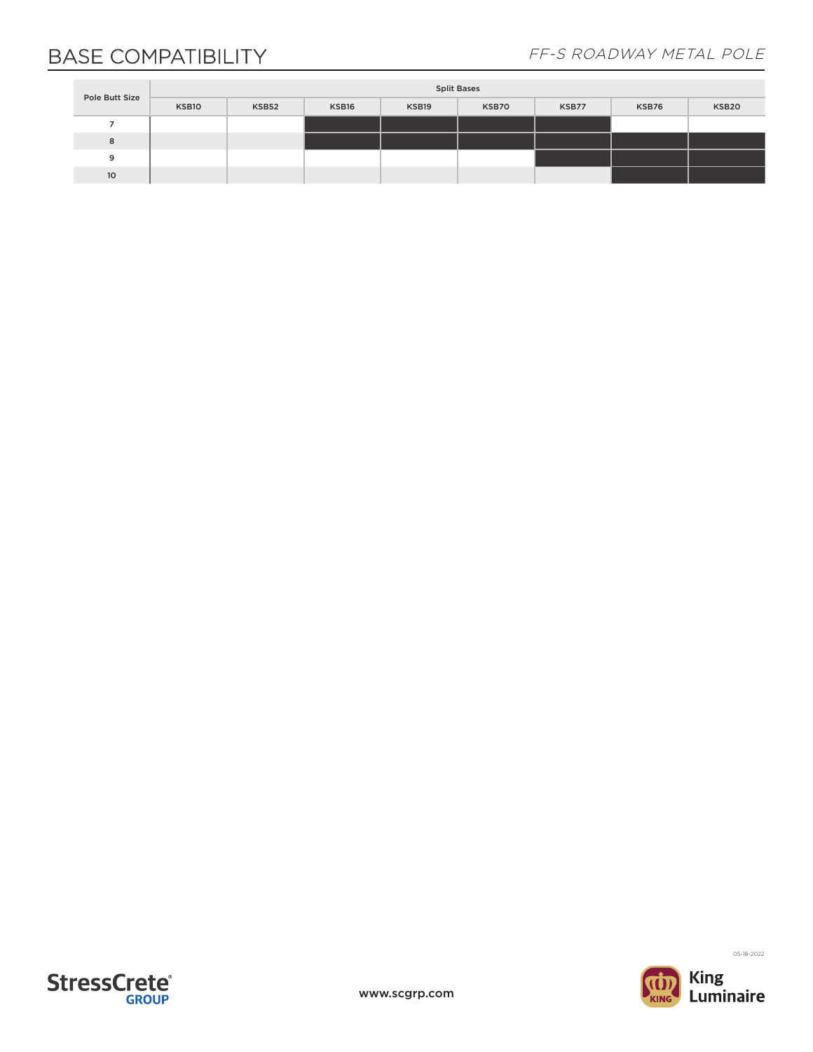## BASE COMPATIBILITY

| Pole Butt Size | Split Bases | | | | | | | |
|---|---|---|---|---|---|---|---|---|
| | KSB10 | KSB52 | KSB16 | KSB19 | KSB70 | KSB77 | KSB76 | KSB20 |
| 7 | | | ■ | ■ | ■ | ■ | | |
| 8 | | | ■ | ■ | ■ | ■ | ■ | ■ |
| 9 | | | | | | ■ | ■ | ■ |
| 10 | | | | | | | ■ | ■ |